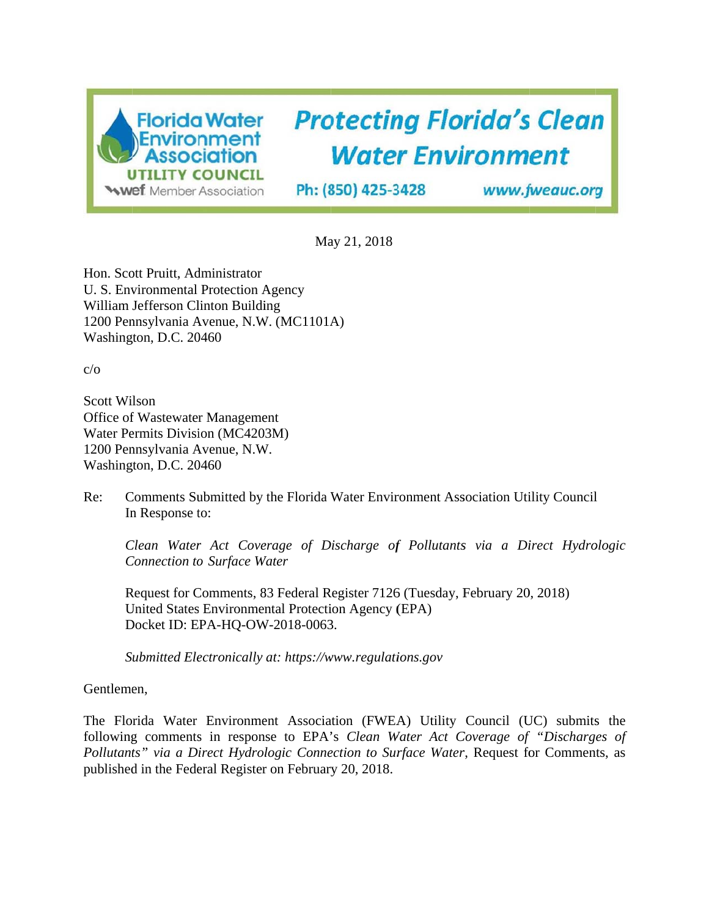Florida Water Environment Association UTILITY COUNCIL
wef Member Association

**Protecting Florida's Clean Water Environment**

Ph: (850) 425-3428 www.fweauc.org

May 21, 2018

Hon. Scott Pruitt, Administrator
U. S. Environmental Protection Agency
William Jefferson Clinton Building
1200 Pennsylvania Avenue, N.W. (MC1101A)
Washington, D.C. 20460

c/o

Scott Wilson
Office of Wastewater Management
Water Permits Division (MC4203M)
1200 Pennsylvania Avenue, N.W.
Washington, D.C. 20460

Re: Comments Submitted by the Florida Water Environment Association Utility Council In Response to:

*Clean Water Act Coverage of Discharge of Pollutants via a Direct Hydrologic Connection to Surface Water*

Request for Comments, 83 Federal Register 7126 (Tuesday, February 20, 2018)
United States Environmental Protection Agency (EPA)
Docket ID: EPA-HQ-OW-2018-0063.

*Submitted Electronically at: https://www.regulations.gov*

Gentlemen,

The Florida Water Environment Association (FWEA) Utility Council (UC) submits the following comments in response to EPA's *Clean Water Act Coverage of "Discharges of Pollutants" via a Direct Hydrologic Connection to Surface Water*, Request for Comments, as published in the Federal Register on February 20, 2018.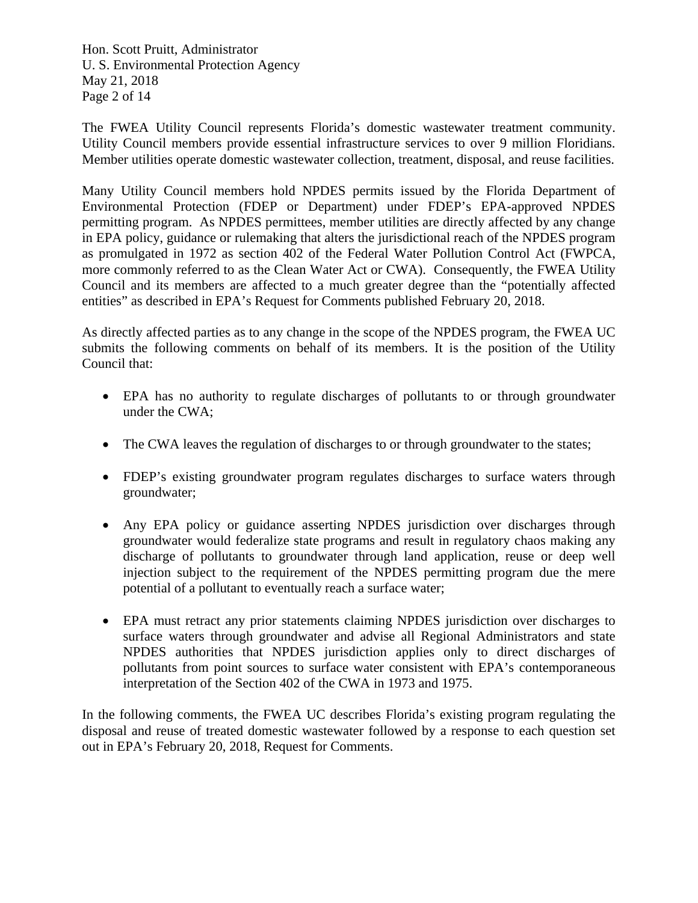The FWEA Utility Council represents Florida's domestic wastewater treatment community. Utility Council members provide essential infrastructure services to over 9 million Floridians. Member utilities operate domestic wastewater collection, treatment, disposal, and reuse facilities.

Many Utility Council members hold NPDES permits issued by the Florida Department of Environmental Protection (FDEP or Department) under FDEP's EPA-approved NPDES permitting program. As NPDES permittees, member utilities are directly affected by any change in EPA policy, guidance or rulemaking that alters the jurisdictional reach of the NPDES program as promulgated in 1972 as section 402 of the Federal Water Pollution Control Act (FWPCA, more commonly referred to as the Clean Water Act or CWA). Consequently, the FWEA Utility Council and its members are affected to a much greater degree than the "potentially affected entities" as described in EPA's Request for Comments published February 20, 2018.

As directly affected parties as to any change in the scope of the NPDES program, the FWEA UC submits the following comments on behalf of its members. It is the position of the Utility Council that:

- EPA has no authority to regulate discharges of pollutants to or through groundwater under the CWA;
- The CWA leaves the regulation of discharges to or through groundwater to the states;
- FDEP's existing groundwater program regulates discharges to surface waters through groundwater;
- Any EPA policy or guidance asserting NPDES jurisdiction over discharges through groundwater would federalize state programs and result in regulatory chaos making any discharge of pollutants to groundwater through land application, reuse or deep well injection subject to the requirement of the NPDES permitting program due the mere potential of a pollutant to eventually reach a surface water;
- EPA must retract any prior statements claiming NPDES jurisdiction over discharges to surface waters through groundwater and advise all Regional Administrators and state NPDES authorities that NPDES jurisdiction applies only to direct discharges of pollutants from point sources to surface water consistent with EPA's contemporaneous interpretation of the Section 402 of the CWA in 1973 and 1975.

In the following comments, the FWEA UC describes Florida's existing program regulating the disposal and reuse of treated domestic wastewater followed by a response to each question set out in EPA's February 20, 2018, Request for Comments.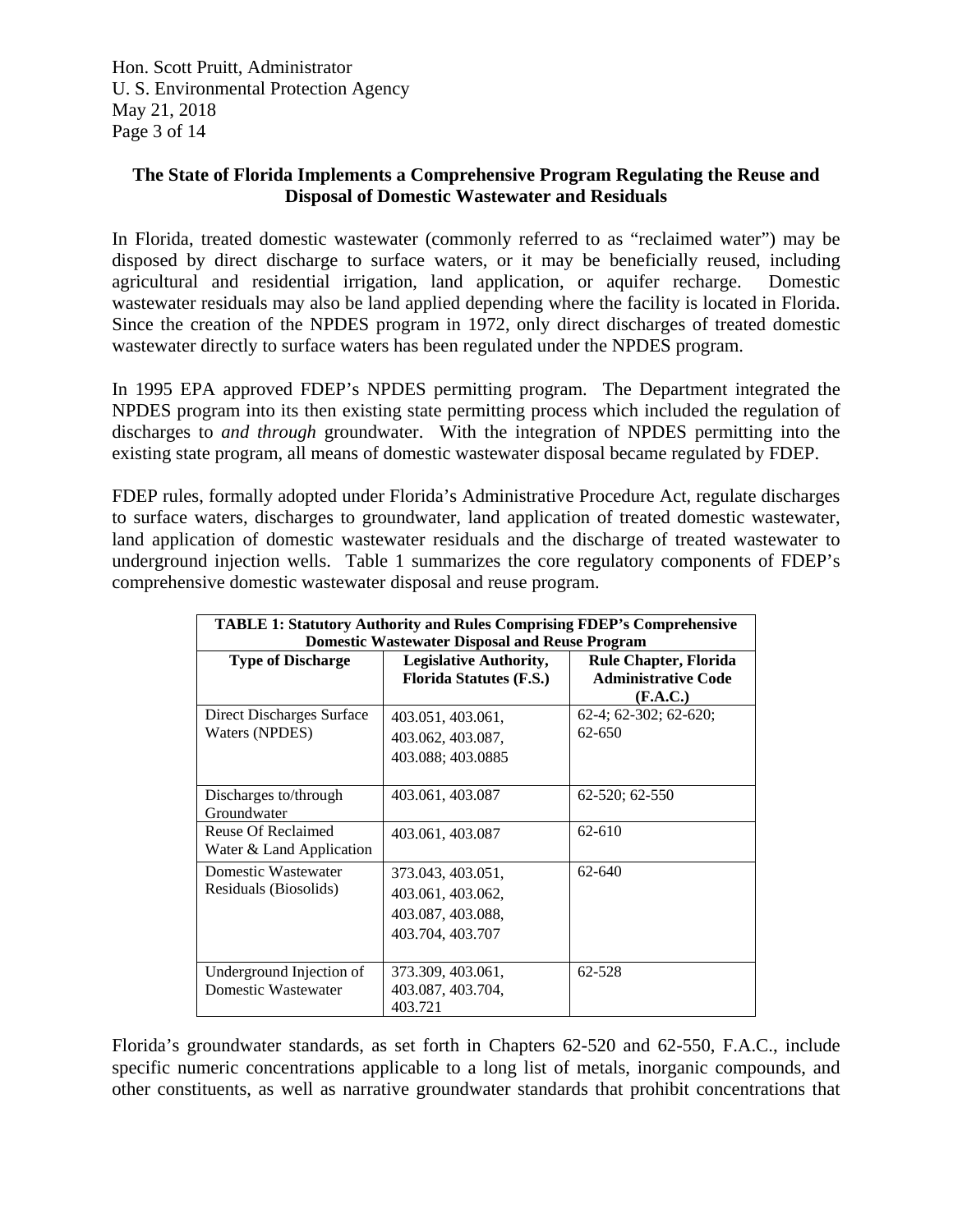**The State of Florida Implements a Comprehensive Program Regulating the Reuse and Disposal of Domestic Wastewater and Residuals**

In Florida, treated domestic wastewater (commonly referred to as "reclaimed water") may be disposed by direct discharge to surface waters, or it may be beneficially reused, including agricultural and residential irrigation, land application, or aquifer recharge. Domestic wastewater residuals may also be land applied depending where the facility is located in Florida. Since the creation of the NPDES program in 1972, only direct discharges of treated domestic wastewater directly to surface waters has been regulated under the NPDES program.

In 1995 EPA approved FDEP's NPDES permitting program. The Department integrated the NPDES program into its then existing state permitting process which included the regulation of discharges to *and through* groundwater. With the integration of NPDES permitting into the existing state program, all means of domestic wastewater disposal became regulated by FDEP.

FDEP rules, formally adopted under Florida's Administrative Procedure Act, regulate discharges to surface waters, discharges to groundwater, land application of treated domestic wastewater, land application of domestic wastewater residuals and the discharge of treated wastewater to underground injection wells. Table 1 summarizes the core regulatory components of FDEP's comprehensive domestic wastewater disposal and reuse program.

**TABLE 1: Statutory Authority and Rules Comprising FDEP's Comprehensive Domestic Wastewater Disposal and Reuse Program**

| Type of Discharge | Legislative Authority, Florida Statutes (F.S.) | Rule Chapter, Florida Administrative Code (F.A.C.) |
|---|---|---|
| Direct Discharges Surface Waters (NPDES) | 403.051, 403.061, 403.062, 403.087, 403.088; 403.0885 | 62-4; 62-302; 62-620; 62-650 |
| Discharges to/through Groundwater | 403.061, 403.087 | 62-520; 62-550 |
| Reuse Of Reclaimed Water & Land Application | 403.061, 403.087 | 62-610 |
| Domestic Wastewater Residuals (Biosolids) | 373.043, 403.051, 403.061, 403.062, 403.087, 403.088, 403.704, 403.707 | 62-640 |
| Underground Injection of Domestic Wastewater | 373.309, 403.061, 403.087, 403.704, 403.721 | 62-528 |

Florida's groundwater standards, as set forth in Chapters 62-520 and 62-550, F.A.C., include specific numeric concentrations applicable to a long list of metals, inorganic compounds, and other constituents, as well as narrative groundwater standards that prohibit concentrations that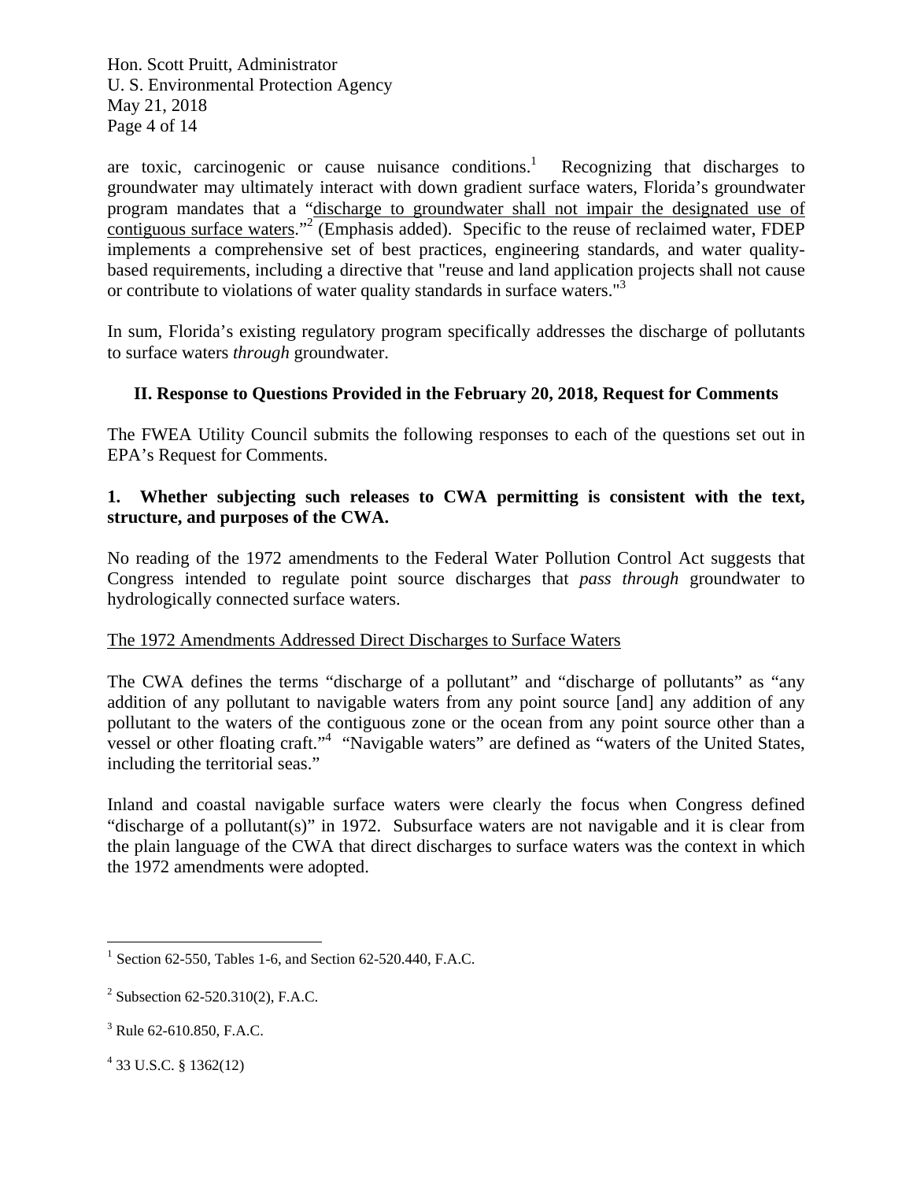are toxic, carcinogenic or cause nuisance conditions.[1] Recognizing that discharges to groundwater may ultimately interact with down gradient surface waters, Florida's groundwater program mandates that a "discharge to groundwater shall not impair the designated use of contiguous surface waters."[2] (Emphasis added). Specific to the reuse of reclaimed water, FDEP implements a comprehensive set of best practices, engineering standards, and water quality-based requirements, including a directive that "reuse and land application projects shall not cause or contribute to violations of water quality standards in surface waters."[3]

In sum, Florida's existing regulatory program specifically addresses the discharge of pollutants to surface waters *through* groundwater.

## II. Response to Questions Provided in the February 20, 2018, Request for Comments

The FWEA Utility Council submits the following responses to each of the questions set out in EPA's Request for Comments.

**1. Whether subjecting such releases to CWA permitting is consistent with the text, structure, and purposes of the CWA.**

No reading of the 1972 amendments to the Federal Water Pollution Control Act suggests that Congress intended to regulate point source discharges that *pass through* groundwater to hydrologically connected surface waters.

The 1972 Amendments Addressed Direct Discharges to Surface Waters

The CWA defines the terms "discharge of a pollutant" and "discharge of pollutants" as "any addition of any pollutant to navigable waters from any point source [and] any addition of any pollutant to the waters of the contiguous zone or the ocean from any point source other than a vessel or other floating craft."[4] "Navigable waters" are defined as "waters of the United States, including the territorial seas."

Inland and coastal navigable surface waters were clearly the focus when Congress defined "discharge of a pollutant(s)" in 1972. Subsurface waters are not navigable and it is clear from the plain language of the CWA that direct discharges to surface waters was the context in which the 1972 amendments were adopted.

---

[1] Section 62-550, Tables 1-6, and Section 62-520.440, F.A.C.

[2] Subsection 62-520.310(2), F.A.C.

[3] Rule 62-610.850, F.A.C.

[4] 33 U.S.C. § 1362(12)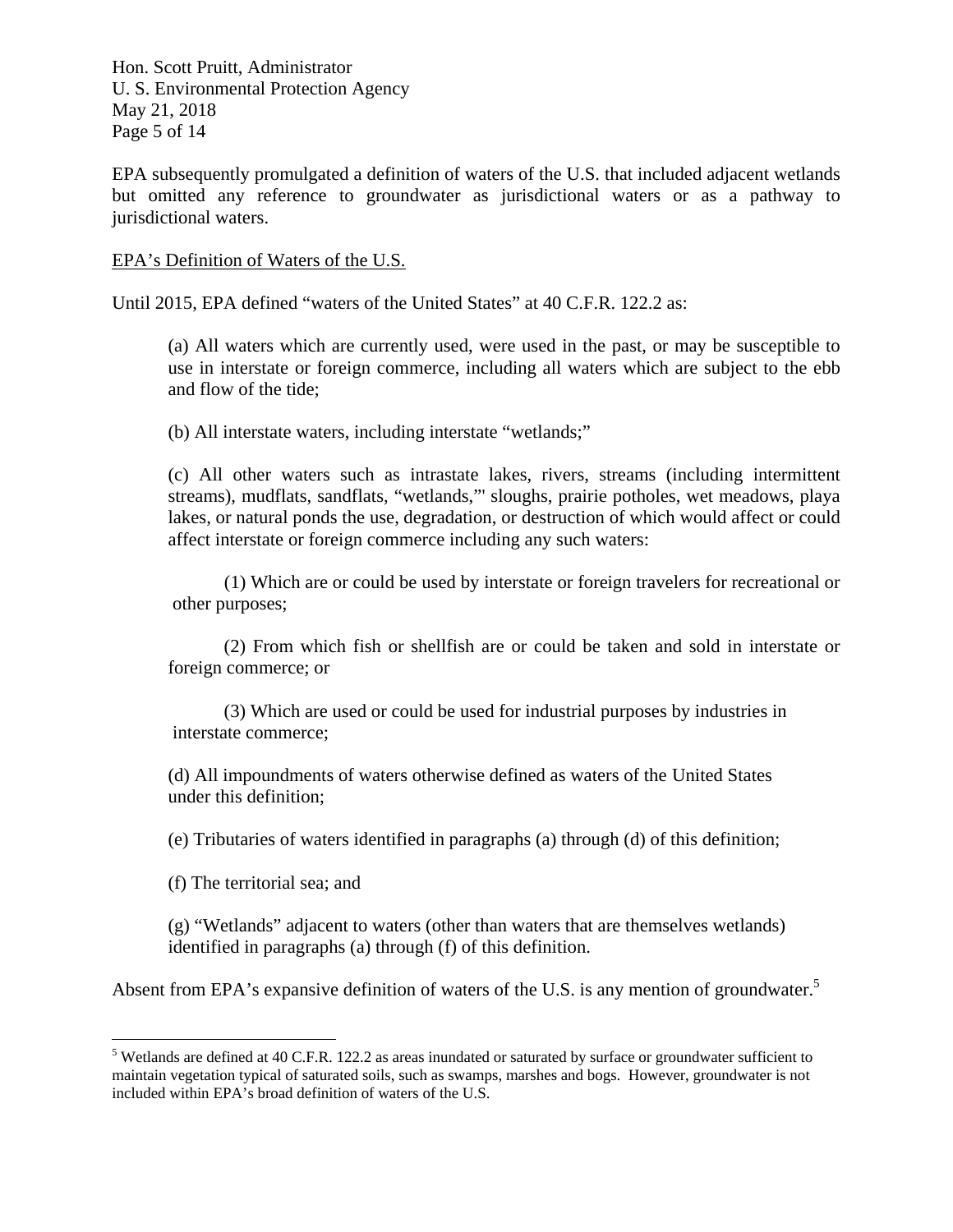EPA subsequently promulgated a definition of waters of the U.S. that included adjacent wetlands but omitted any reference to groundwater as jurisdictional waters or as a pathway to jurisdictional waters.

<u>EPA's Definition of Waters of the U.S.</u>

Until 2015, EPA defined "waters of the United States" at 40 C.F.R. 122.2 as:

> (a) All waters which are currently used, were used in the past, or may be susceptible to use in interstate or foreign commerce, including all waters which are subject to the ebb and flow of the tide;
>
> (b) All interstate waters, including interstate "wetlands;"
>
> (c) All other waters such as intrastate lakes, rivers, streams (including intermittent streams), mudflats, sandflats, "wetlands,"' sloughs, prairie potholes, wet meadows, playa lakes, or natural ponds the use, degradation, or destruction of which would affect or could affect interstate or foreign commerce including any such waters:
>
> (1) Which are or could be used by interstate or foreign travelers for recreational or other purposes;
>
> (2) From which fish or shellfish are or could be taken and sold in interstate or foreign commerce; or
>
> (3) Which are used or could be used for industrial purposes by industries in interstate commerce;
>
> (d) All impoundments of waters otherwise defined as waters of the United States under this definition;
>
> (e) Tributaries of waters identified in paragraphs (a) through (d) of this definition;
>
> (f) The territorial sea; and
>
> (g) "Wetlands" adjacent to waters (other than waters that are themselves wetlands) identified in paragraphs (a) through (f) of this definition.

Absent from EPA's expansive definition of waters of the U.S. is any mention of groundwater.[5]

---

[5] Wetlands are defined at 40 C.F.R. 122.2 as areas inundated or saturated by surface or groundwater sufficient to maintain vegetation typical of saturated soils, such as swamps, marshes and bogs. However, groundwater is not included within EPA's broad definition of waters of the U.S.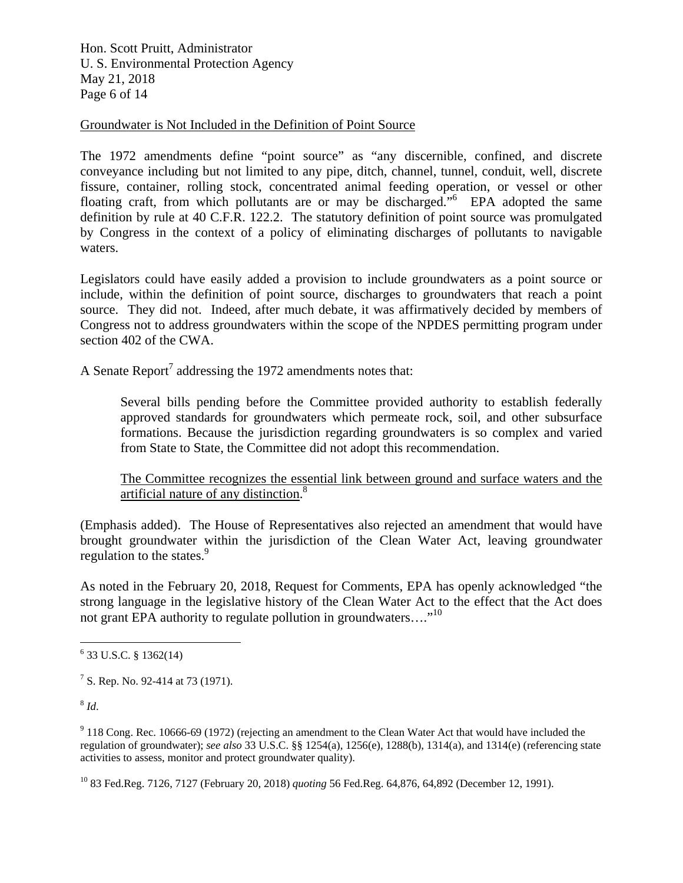Groundwater is Not Included in the Definition of Point Source

The 1972 amendments define "point source" as "any discernible, confined, and discrete conveyance including but not limited to any pipe, ditch, channel, tunnel, conduit, well, discrete fissure, container, rolling stock, concentrated animal feeding operation, or vessel or other floating craft, from which pollutants are or may be discharged."[6] EPA adopted the same definition by rule at 40 C.F.R. 122.2. The statutory definition of point source was promulgated by Congress in the context of a policy of eliminating discharges of pollutants to navigable waters.

Legislators could have easily added a provision to include groundwaters as a point source or include, within the definition of point source, discharges to groundwaters that reach a point source. They did not. Indeed, after much debate, it was affirmatively decided by members of Congress not to address groundwaters within the scope of the NPDES permitting program under section 402 of the CWA.

A Senate Report[7] addressing the 1972 amendments notes that:

> Several bills pending before the Committee provided authority to establish federally approved standards for groundwaters which permeate rock, soil, and other subsurface formations. Because the jurisdiction regarding groundwaters is so complex and varied from State to State, the Committee did not adopt this recommendation.
>
> <u>The Committee recognizes the essential link between ground and surface waters and the artificial nature of any distinction</u>.[8]

(Emphasis added). The House of Representatives also rejected an amendment that would have brought groundwater within the jurisdiction of the Clean Water Act, leaving groundwater regulation to the states.[9]

As noted in the February 20, 2018, Request for Comments, EPA has openly acknowledged "the strong language in the legislative history of the Clean Water Act to the effect that the Act does not grant EPA authority to regulate pollution in groundwaters…."[10]

---

[6] 33 U.S.C. § 1362(14)

[7] S. Rep. No. 92-414 at 73 (1971).

[8] *Id*.

[9] 118 Cong. Rec. 10666-69 (1972) (rejecting an amendment to the Clean Water Act that would have included the regulation of groundwater); *see also* 33 U.S.C. §§ 1254(a), 1256(e), 1288(b), 1314(a), and 1314(e) (referencing state activities to assess, monitor and protect groundwater quality).

[10] 83 Fed.Reg. 7126, 7127 (February 20, 2018) *quoting* 56 Fed.Reg. 64,876, 64,892 (December 12, 1991).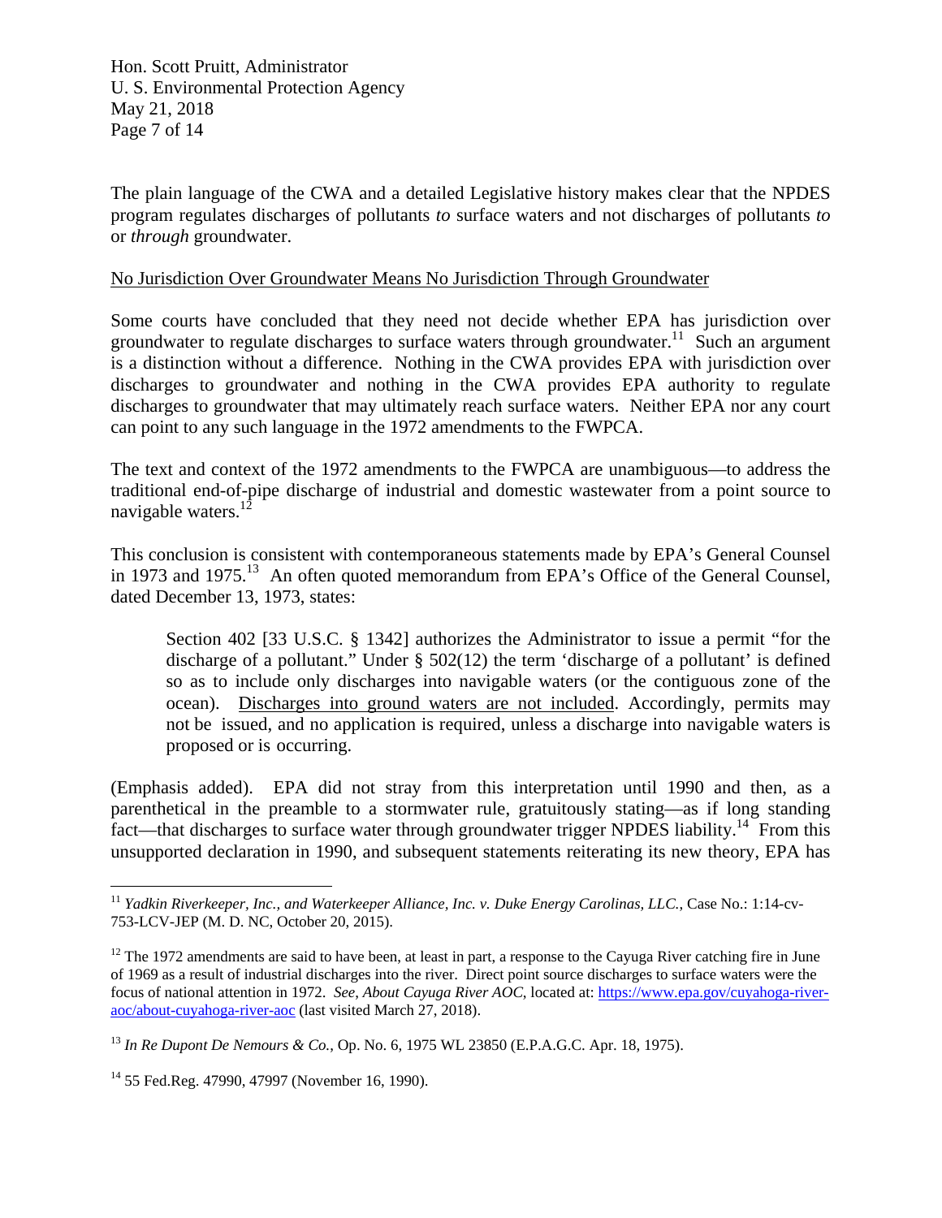The plain language of the CWA and a detailed Legislative history makes clear that the NPDES program regulates discharges of pollutants *to* surface waters and not discharges of pollutants *to* or *through* groundwater.

<u>No Jurisdiction Over Groundwater Means No Jurisdiction Through Groundwater</u>

Some courts have concluded that they need not decide whether EPA has jurisdiction over groundwater to regulate discharges to surface waters through groundwater.[11] Such an argument is a distinction without a difference. Nothing in the CWA provides EPA with jurisdiction over discharges to groundwater and nothing in the CWA provides EPA authority to regulate discharges to groundwater that may ultimately reach surface waters. Neither EPA nor any court can point to any such language in the 1972 amendments to the FWPCA.

The text and context of the 1972 amendments to the FWPCA are unambiguous—to address the traditional end-of-pipe discharge of industrial and domestic wastewater from a point source to navigable waters.[12]

This conclusion is consistent with contemporaneous statements made by EPA's General Counsel in 1973 and 1975.[13] An often quoted memorandum from EPA's Office of the General Counsel, dated December 13, 1973, states:

> Section 402 [33 U.S.C. § 1342] authorizes the Administrator to issue a permit "for the discharge of a pollutant." Under § 502(12) the term 'discharge of a pollutant' is defined so as to include only discharges into navigable waters (or the contiguous zone of the ocean). <u>Discharges into ground waters are not included</u>. Accordingly, permits may not be issued, and no application is required, unless a discharge into navigable waters is proposed or is occurring.

(Emphasis added). EPA did not stray from this interpretation until 1990 and then, as a parenthetical in the preamble to a stormwater rule, gratuitously stating—as if long standing fact—that discharges to surface water through groundwater trigger NPDES liability.[14] From this unsupported declaration in 1990, and subsequent statements reiterating its new theory, EPA has

---

[11] *Yadkin Riverkeeper, Inc., and Waterkeeper Alliance, Inc. v. Duke Energy Carolinas, LLC.*, Case No.: 1:14-cv-753-LCV-JEP (M. D. NC, October 20, 2015).

[12] The 1972 amendments are said to have been, at least in part, a response to the Cayuga River catching fire in June of 1969 as a result of industrial discharges into the river. Direct point source discharges to surface waters were the focus of national attention in 1972. *See*, *About Cayuga River AOC*, located at: https://www.epa.gov/cuyahoga-river-aoc/about-cuyahoga-river-aoc (last visited March 27, 2018).

[13] *In Re Dupont De Nemours & Co.*, Op. No. 6, 1975 WL 23850 (E.P.A.G.C. Apr. 18, 1975).

[14] 55 Fed.Reg. 47990, 47997 (November 16, 1990).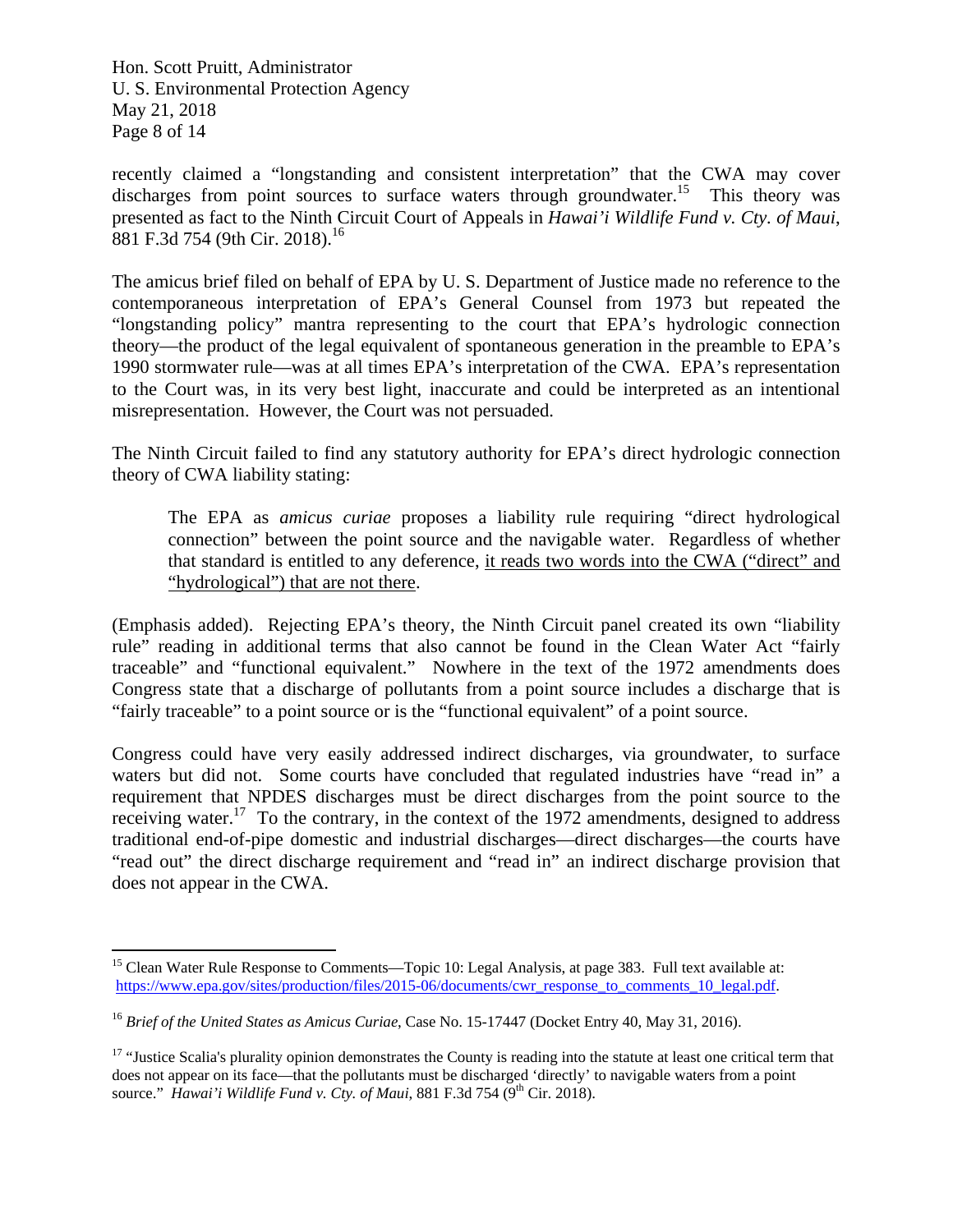recently claimed a "longstanding and consistent interpretation" that the CWA may cover discharges from point sources to surface waters through groundwater.[15] This theory was presented as fact to the Ninth Circuit Court of Appeals in *Hawai'i Wildlife Fund v. Cty. of Maui*, 881 F.3d 754 (9th Cir. 2018).[16]

The amicus brief filed on behalf of EPA by U. S. Department of Justice made no reference to the contemporaneous interpretation of EPA's General Counsel from 1973 but repeated the "longstanding policy" mantra representing to the court that EPA's hydrologic connection theory—the product of the legal equivalent of spontaneous generation in the preamble to EPA's 1990 stormwater rule—was at all times EPA's interpretation of the CWA. EPA's representation to the Court was, in its very best light, inaccurate and could be interpreted as an intentional misrepresentation. However, the Court was not persuaded.

The Ninth Circuit failed to find any statutory authority for EPA's direct hydrologic connection theory of CWA liability stating:

> The EPA as *amicus curiae* proposes a liability rule requiring "direct hydrological connection" between the point source and the navigable water. Regardless of whether that standard is entitled to any deference, <u>it reads two words into the CWA ("direct" and "hydrological") that are not there</u>.

(Emphasis added). Rejecting EPA's theory, the Ninth Circuit panel created its own "liability rule" reading in additional terms that also cannot be found in the Clean Water Act "fairly traceable" and "functional equivalent." Nowhere in the text of the 1972 amendments does Congress state that a discharge of pollutants from a point source includes a discharge that is "fairly traceable" to a point source or is the "functional equivalent" of a point source.

Congress could have very easily addressed indirect discharges, via groundwater, to surface waters but did not. Some courts have concluded that regulated industries have "read in" a requirement that NPDES discharges must be direct discharges from the point source to the receiving water.[17] To the contrary, in the context of the 1972 amendments, designed to address traditional end-of-pipe domestic and industrial discharges—direct discharges—the courts have "read out" the direct discharge requirement and "read in" an indirect discharge provision that does not appear in the CWA.

---

[15] Clean Water Rule Response to Comments—Topic 10: Legal Analysis, at page 383. Full text available at: https://www.epa.gov/sites/production/files/2015-06/documents/cwr_response_to_comments_10_legal.pdf.

[16] *Brief of the United States as Amicus Curiae*, Case No. 15-17447 (Docket Entry 40, May 31, 2016).

[17] "Justice Scalia's plurality opinion demonstrates the County is reading into the statute at least one critical term that does not appear on its face—that the pollutants must be discharged 'directly' to navigable waters from a point source." *Hawai'i Wildlife Fund v. Cty. of Maui*, 881 F.3d 754 (9th Cir. 2018).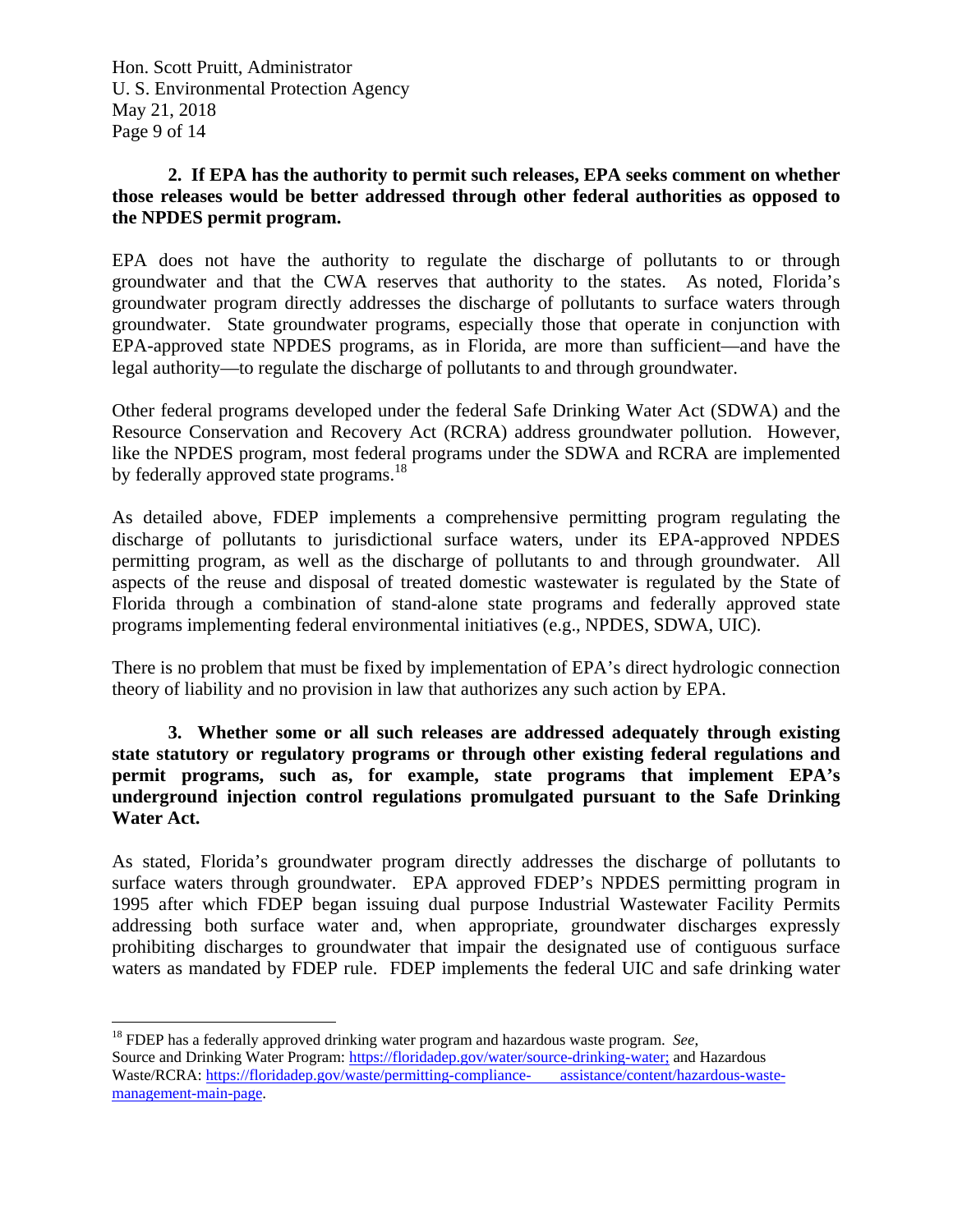**2. If EPA has the authority to permit such releases, EPA seeks comment on whether those releases would be better addressed through other federal authorities as opposed to the NPDES permit program.**

EPA does not have the authority to regulate the discharge of pollutants to or through groundwater and that the CWA reserves that authority to the states. As noted, Florida's groundwater program directly addresses the discharge of pollutants to surface waters through groundwater. State groundwater programs, especially those that operate in conjunction with EPA-approved state NPDES programs, as in Florida, are more than sufficient—and have the legal authority—to regulate the discharge of pollutants to and through groundwater.

Other federal programs developed under the federal Safe Drinking Water Act (SDWA) and the Resource Conservation and Recovery Act (RCRA) address groundwater pollution. However, like the NPDES program, most federal programs under the SDWA and RCRA are implemented by federally approved state programs.[18]

As detailed above, FDEP implements a comprehensive permitting program regulating the discharge of pollutants to jurisdictional surface waters, under its EPA-approved NPDES permitting program, as well as the discharge of pollutants to and through groundwater. All aspects of the reuse and disposal of treated domestic wastewater is regulated by the State of Florida through a combination of stand-alone state programs and federally approved state programs implementing federal environmental initiatives (e.g., NPDES, SDWA, UIC).

There is no problem that must be fixed by implementation of EPA's direct hydrologic connection theory of liability and no provision in law that authorizes any such action by EPA.

**3. Whether some or all such releases are addressed adequately through existing state statutory or regulatory programs or through other existing federal regulations and permit programs, such as, for example, state programs that implement EPA's underground injection control regulations promulgated pursuant to the Safe Drinking Water Act.**

As stated, Florida's groundwater program directly addresses the discharge of pollutants to surface waters through groundwater. EPA approved FDEP's NPDES permitting program in 1995 after which FDEP began issuing dual purpose Industrial Wastewater Facility Permits addressing both surface water and, when appropriate, groundwater discharges expressly prohibiting discharges to groundwater that impair the designated use of contiguous surface waters as mandated by FDEP rule. FDEP implements the federal UIC and safe drinking water

---

[18] FDEP has a federally approved drinking water program and hazardous waste program. *See,* Source and Drinking Water Program: https://floridadep.gov/water/source-drinking-water; and Hazardous Waste/RCRA: https://floridadep.gov/waste/permitting-compliance- assistance/content/hazardous-waste-management-main-page.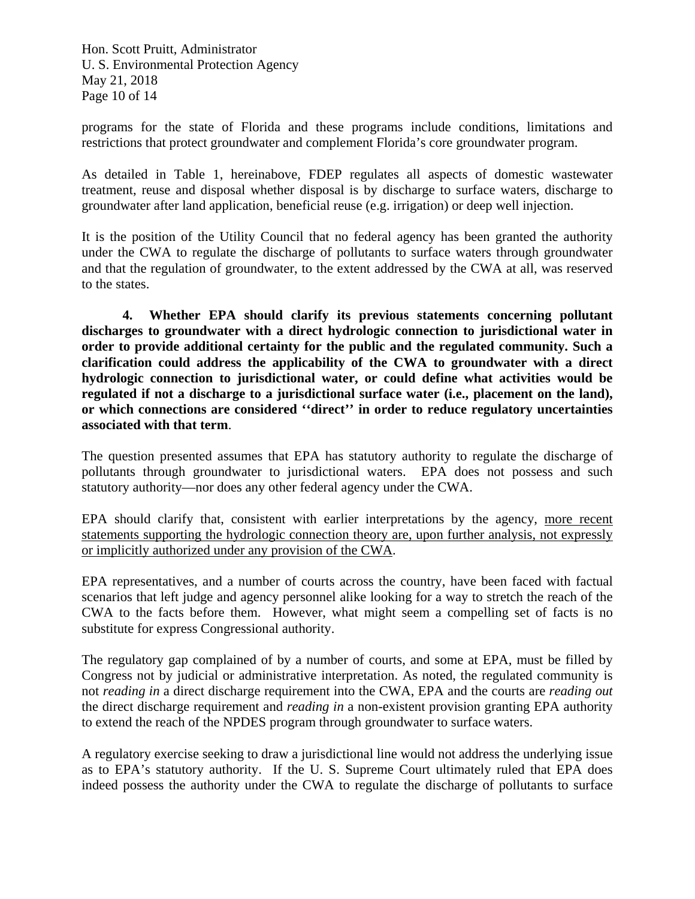programs for the state of Florida and these programs include conditions, limitations and restrictions that protect groundwater and complement Florida's core groundwater program.

As detailed in Table 1, hereinabove, FDEP regulates all aspects of domestic wastewater treatment, reuse and disposal whether disposal is by discharge to surface waters, discharge to groundwater after land application, beneficial reuse (e.g. irrigation) or deep well injection.

It is the position of the Utility Council that no federal agency has been granted the authority under the CWA to regulate the discharge of pollutants to surface waters through groundwater and that the regulation of groundwater, to the extent addressed by the CWA at all, was reserved to the states.

**4. Whether EPA should clarify its previous statements concerning pollutant discharges to groundwater with a direct hydrologic connection to jurisdictional water in order to provide additional certainty for the public and the regulated community. Such a clarification could address the applicability of the CWA to groundwater with a direct hydrologic connection to jurisdictional water, or could define what activities would be regulated if not a discharge to a jurisdictional surface water (i.e., placement on the land), or which connections are considered ''direct'' in order to reduce regulatory uncertainties associated with that term**.

The question presented assumes that EPA has statutory authority to regulate the discharge of pollutants through groundwater to jurisdictional waters. EPA does not possess and such statutory authority—nor does any other federal agency under the CWA.

EPA should clarify that, consistent with earlier interpretations by the agency, <u>more recent statements supporting the hydrologic connection theory are, upon further analysis, not expressly or implicitly authorized under any provision of the CWA</u>.

EPA representatives, and a number of courts across the country, have been faced with factual scenarios that left judge and agency personnel alike looking for a way to stretch the reach of the CWA to the facts before them. However, what might seem a compelling set of facts is no substitute for express Congressional authority.

The regulatory gap complained of by a number of courts, and some at EPA, must be filled by Congress not by judicial or administrative interpretation. As noted, the regulated community is not *reading in* a direct discharge requirement into the CWA, EPA and the courts are *reading out* the direct discharge requirement and *reading in* a non-existent provision granting EPA authority to extend the reach of the NPDES program through groundwater to surface waters.

A regulatory exercise seeking to draw a jurisdictional line would not address the underlying issue as to EPA's statutory authority. If the U. S. Supreme Court ultimately ruled that EPA does indeed possess the authority under the CWA to regulate the discharge of pollutants to surface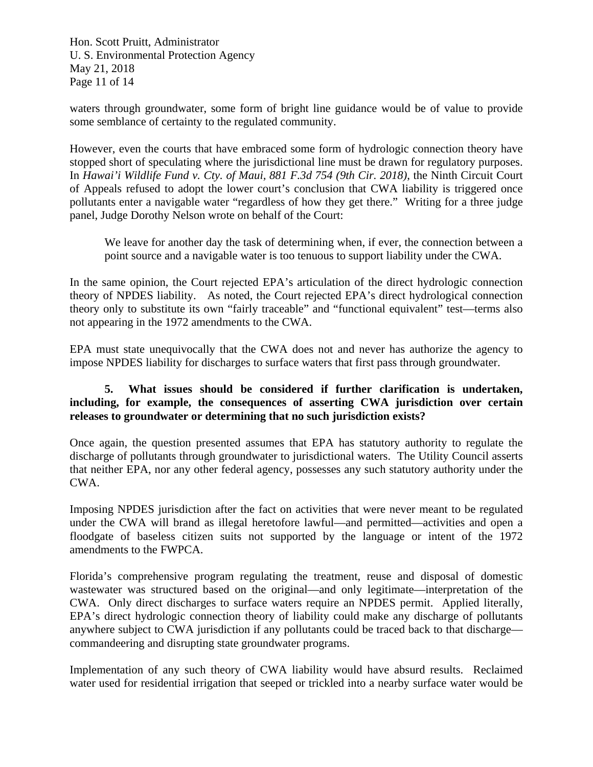waters through groundwater, some form of bright line guidance would be of value to provide some semblance of certainty to the regulated community.

However, even the courts that have embraced some form of hydrologic connection theory have stopped short of speculating where the jurisdictional line must be drawn for regulatory purposes. In *Hawai'i Wildlife Fund v. Cty. of Maui, 881 F.3d 754 (9th Cir. 2018)*, the Ninth Circuit Court of Appeals refused to adopt the lower court's conclusion that CWA liability is triggered once pollutants enter a navigable water "regardless of how they get there." Writing for a three judge panel, Judge Dorothy Nelson wrote on behalf of the Court:

> We leave for another day the task of determining when, if ever, the connection between a point source and a navigable water is too tenuous to support liability under the CWA.

In the same opinion, the Court rejected EPA's articulation of the direct hydrologic connection theory of NPDES liability. As noted, the Court rejected EPA's direct hydrological connection theory only to substitute its own "fairly traceable" and "functional equivalent" test—terms also not appearing in the 1972 amendments to the CWA.

EPA must state unequivocally that the CWA does not and never has authorize the agency to impose NPDES liability for discharges to surface waters that first pass through groundwater.

**5. What issues should be considered if further clarification is undertaken, including, for example, the consequences of asserting CWA jurisdiction over certain releases to groundwater or determining that no such jurisdiction exists?**

Once again, the question presented assumes that EPA has statutory authority to regulate the discharge of pollutants through groundwater to jurisdictional waters. The Utility Council asserts that neither EPA, nor any other federal agency, possesses any such statutory authority under the CWA.

Imposing NPDES jurisdiction after the fact on activities that were never meant to be regulated under the CWA will brand as illegal heretofore lawful—and permitted—activities and open a floodgate of baseless citizen suits not supported by the language or intent of the 1972 amendments to the FWPCA.

Florida's comprehensive program regulating the treatment, reuse and disposal of domestic wastewater was structured based on the original—and only legitimate—interpretation of the CWA. Only direct discharges to surface waters require an NPDES permit. Applied literally, EPA's direct hydrologic connection theory of liability could make any discharge of pollutants anywhere subject to CWA jurisdiction if any pollutants could be traced back to that discharge—commandeering and disrupting state groundwater programs.

Implementation of any such theory of CWA liability would have absurd results. Reclaimed water used for residential irrigation that seeped or trickled into a nearby surface water would be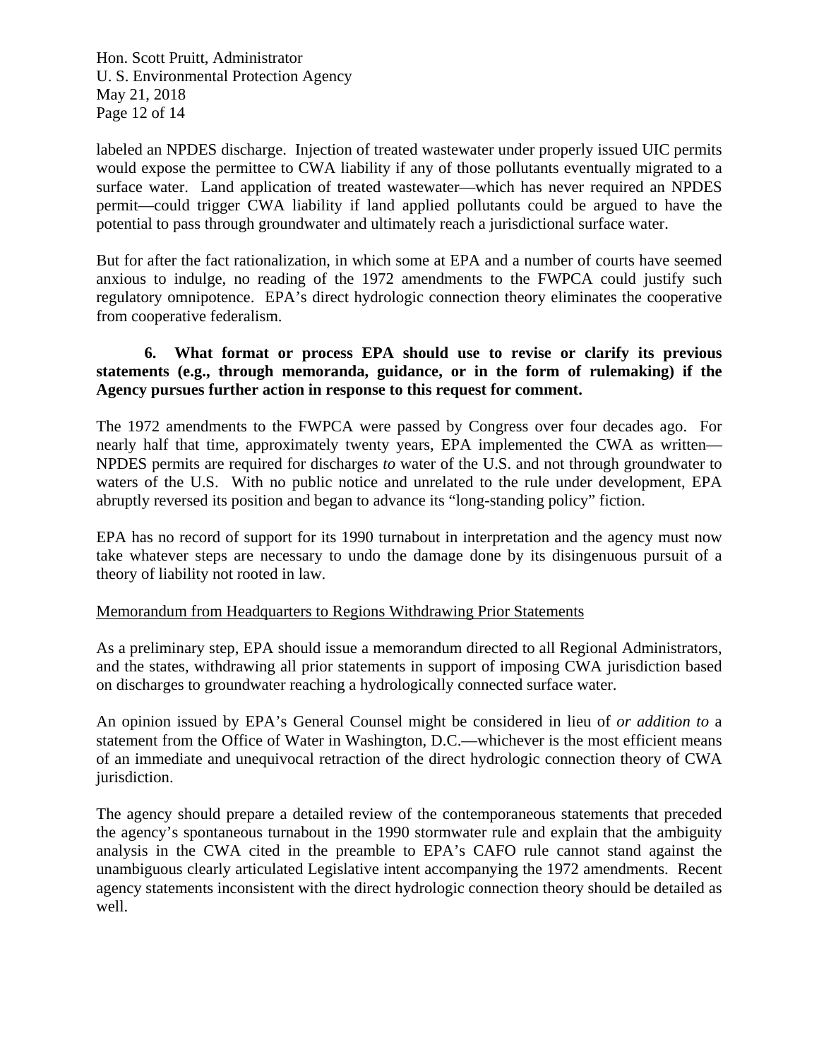labeled an NPDES discharge. Injection of treated wastewater under properly issued UIC permits would expose the permittee to CWA liability if any of those pollutants eventually migrated to a surface water. Land application of treated wastewater—which has never required an NPDES permit—could trigger CWA liability if land applied pollutants could be argued to have the potential to pass through groundwater and ultimately reach a jurisdictional surface water.

But for after the fact rationalization, in which some at EPA and a number of courts have seemed anxious to indulge, no reading of the 1972 amendments to the FWPCA could justify such regulatory omnipotence. EPA's direct hydrologic connection theory eliminates the cooperative from cooperative federalism.

**6. What format or process EPA should use to revise or clarify its previous statements (e.g., through memoranda, guidance, or in the form of rulemaking) if the Agency pursues further action in response to this request for comment.**

The 1972 amendments to the FWPCA were passed by Congress over four decades ago. For nearly half that time, approximately twenty years, EPA implemented the CWA as written—NPDES permits are required for discharges *to* water of the U.S. and not through groundwater to waters of the U.S. With no public notice and unrelated to the rule under development, EPA abruptly reversed its position and began to advance its "long-standing policy" fiction.

EPA has no record of support for its 1990 turnabout in interpretation and the agency must now take whatever steps are necessary to undo the damage done by its disingenuous pursuit of a theory of liability not rooted in law.

<u>Memorandum from Headquarters to Regions Withdrawing Prior Statements</u>

As a preliminary step, EPA should issue a memorandum directed to all Regional Administrators, and the states, withdrawing all prior statements in support of imposing CWA jurisdiction based on discharges to groundwater reaching a hydrologically connected surface water.

An opinion issued by EPA's General Counsel might be considered in lieu of *or addition to* a statement from the Office of Water in Washington, D.C.—whichever is the most efficient means of an immediate and unequivocal retraction of the direct hydrologic connection theory of CWA jurisdiction.

The agency should prepare a detailed review of the contemporaneous statements that preceded the agency's spontaneous turnabout in the 1990 stormwater rule and explain that the ambiguity analysis in the CWA cited in the preamble to EPA's CAFO rule cannot stand against the unambiguous clearly articulated Legislative intent accompanying the 1972 amendments. Recent agency statements inconsistent with the direct hydrologic connection theory should be detailed as well.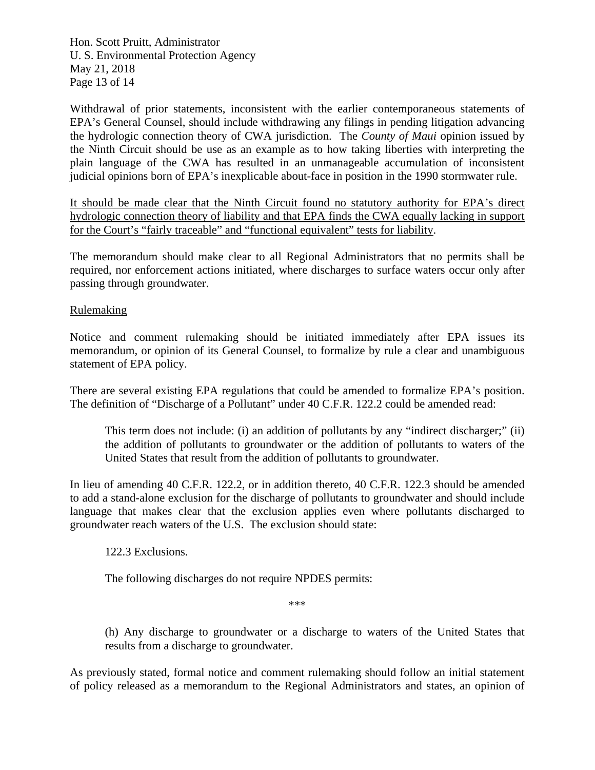Withdrawal of prior statements, inconsistent with the earlier contemporaneous statements of EPA's General Counsel, should include withdrawing any filings in pending litigation advancing the hydrologic connection theory of CWA jurisdiction. The *County of Maui* opinion issued by the Ninth Circuit should be use as an example as to how taking liberties with interpreting the plain language of the CWA has resulted in an unmanageable accumulation of inconsistent judicial opinions born of EPA's inexplicable about-face in position in the 1990 stormwater rule.

<u>It should be made clear that the Ninth Circuit found no statutory authority for EPA's direct hydrologic connection theory of liability and that EPA finds the CWA equally lacking in support for the Court's "fairly traceable" and "functional equivalent" tests for liability</u>.

The memorandum should make clear to all Regional Administrators that no permits shall be required, nor enforcement actions initiated, where discharges to surface waters occur only after passing through groundwater.

<u>Rulemaking</u>

Notice and comment rulemaking should be initiated immediately after EPA issues its memorandum, or opinion of its General Counsel, to formalize by rule a clear and unambiguous statement of EPA policy.

There are several existing EPA regulations that could be amended to formalize EPA's position. The definition of "Discharge of a Pollutant" under 40 C.F.R. 122.2 could be amended read:

> This term does not include: (i) an addition of pollutants by any "indirect discharger;" (ii) the addition of pollutants to groundwater or the addition of pollutants to waters of the United States that result from the addition of pollutants to groundwater.

In lieu of amending 40 C.F.R. 122.2, or in addition thereto, 40 C.F.R. 122.3 should be amended to add a stand-alone exclusion for the discharge of pollutants to groundwater and should include language that makes clear that the exclusion applies even where pollutants discharged to groundwater reach waters of the U.S. The exclusion should state:

> 122.3 Exclusions.
>
> The following discharges do not require NPDES permits:
>
> ***
>
> (h) Any discharge to groundwater or a discharge to waters of the United States that results from a discharge to groundwater.

As previously stated, formal notice and comment rulemaking should follow an initial statement of policy released as a memorandum to the Regional Administrators and states, an opinion of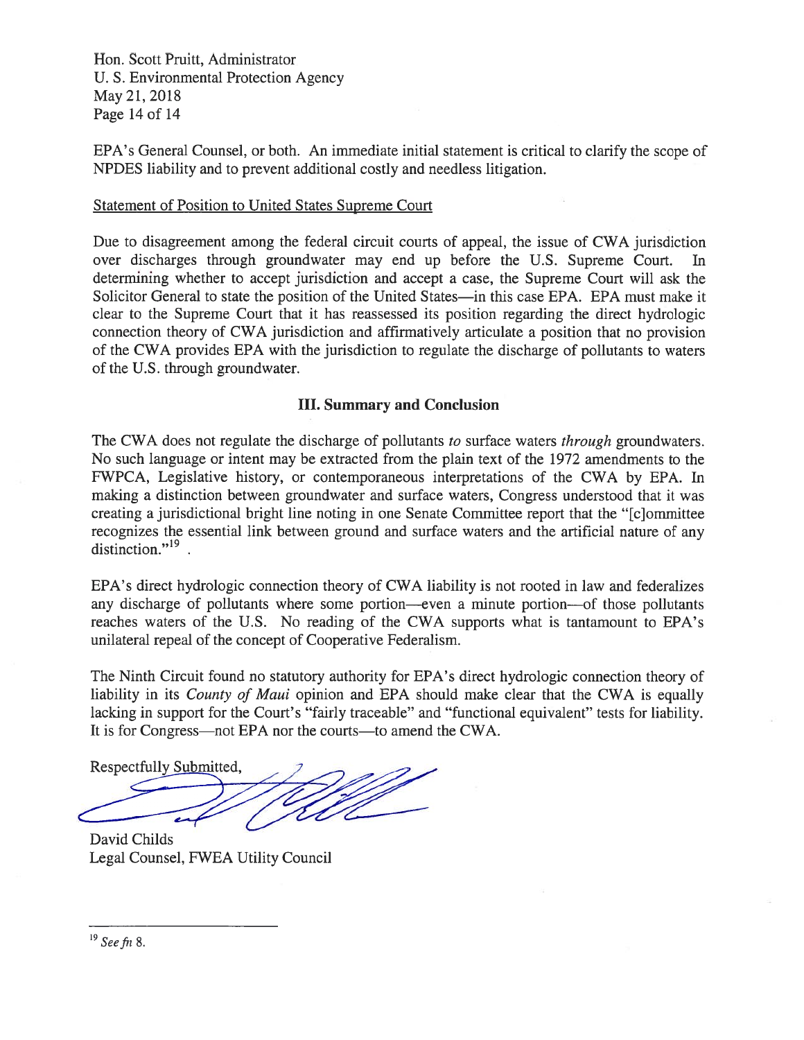EPA's General Counsel, or both. An immediate initial statement is critical to clarify the scope of NPDES liability and to prevent additional costly and needless litigation.

Statement of Position to United States Supreme Court

Due to disagreement among the federal circuit courts of appeal, the issue of CWA jurisdiction over discharges through groundwater may end up before the U.S. Supreme Court. In determining whether to accept jurisdiction and accept a case, the Supreme Court will ask the Solicitor General to state the position of the United States—in this case EPA. EPA must make it clear to the Supreme Court that it has reassessed its position regarding the direct hydrologic connection theory of CWA jurisdiction and affirmatively articulate a position that no provision of the CWA provides EPA with the jurisdiction to regulate the discharge of pollutants to waters of the U.S. through groundwater.

## III. Summary and Conclusion

The CWA does not regulate the discharge of pollutants *to* surface waters *through* groundwaters. No such language or intent may be extracted from the plain text of the 1972 amendments to the FWPCA, Legislative history, or contemporaneous interpretations of the CWA by EPA. In making a distinction between groundwater and surface waters, Congress understood that it was creating a jurisdictional bright line noting in one Senate Committee report that the "[c]ommittee recognizes the essential link between ground and surface waters and the artificial nature of any distinction."[19] .

EPA's direct hydrologic connection theory of CWA liability is not rooted in law and federalizes any discharge of pollutants where some portion—even a minute portion—of those pollutants reaches waters of the U.S. No reading of the CWA supports what is tantamount to EPA's unilateral repeal of the concept of Cooperative Federalism.

The Ninth Circuit found no statutory authority for EPA's direct hydrologic connection theory of liability in its *County of Maui* opinion and EPA should make clear that the CWA is equally lacking in support for the Court's "fairly traceable" and "functional equivalent" tests for liability. It is for Congress—not EPA nor the courts—to amend the CWA.

Respectfully Submitted,

David Childs
Legal Counsel, FWEA Utility Council

---

[19] *See fn* 8.